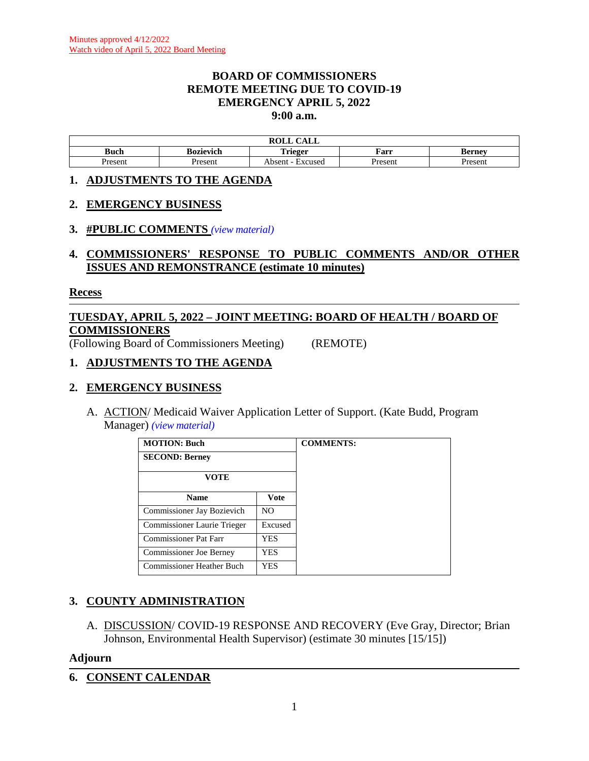Minutes approved 4/12/2022
Watch video of April 5, 2022 Board Meeting

# BOARD OF COMMISSIONERS
# REMOTE MEETING DUE TO COVID-19
# EMERGENCY APRIL 5, 2022
# 9:00 a.m.

| ROLL CALL | | | | |
|---|---|---|---|---|
| **Buch** | **Bozievich** | **Trieger** | **Farr** | **Berney** |
| Present | Present | Absent - Excused | Present | Present |

## 1. ADJUSTMENTS TO THE AGENDA

## 2. EMERGENCY BUSINESS

## 3. #PUBLIC COMMENTS *(view material)*

## 4. COMMISSIONERS' RESPONSE TO PUBLIC COMMENTS AND/OR OTHER ISSUES AND REMONSTRANCE (estimate 10 minutes)

**Recess**

---

## TUESDAY, APRIL 5, 2022 – JOINT MEETING: BOARD OF HEALTH / BOARD OF COMMISSIONERS

(Following Board of Commissioners Meeting) (REMOTE)

## 1. ADJUSTMENTS TO THE AGENDA

## 2. EMERGENCY BUSINESS

A. ACTION/ Medicaid Waiver Application Letter of Support. (Kate Budd, Program Manager) *(view material)*

| MOTION: Buch | | COMMENTS: |
|---|---|---|
| SECOND: Berney | | |
| VOTE | | |
| **Name** | **Vote** | |
| Commissioner Jay Bozievich | NO | |
| Commissioner Laurie Trieger | Excused | |
| Commissioner Pat Farr | YES | |
| Commissioner Joe Berney | YES | |
| Commissioner Heather Buch | YES | |

## 3. COUNTY ADMINISTRATION

A. DISCUSSION/ COVID-19 RESPONSE AND RECOVERY (Eve Gray, Director; Brian Johnson, Environmental Health Supervisor) (estimate 30 minutes [15/15])

**Adjourn**

---

## 6. CONSENT CALENDAR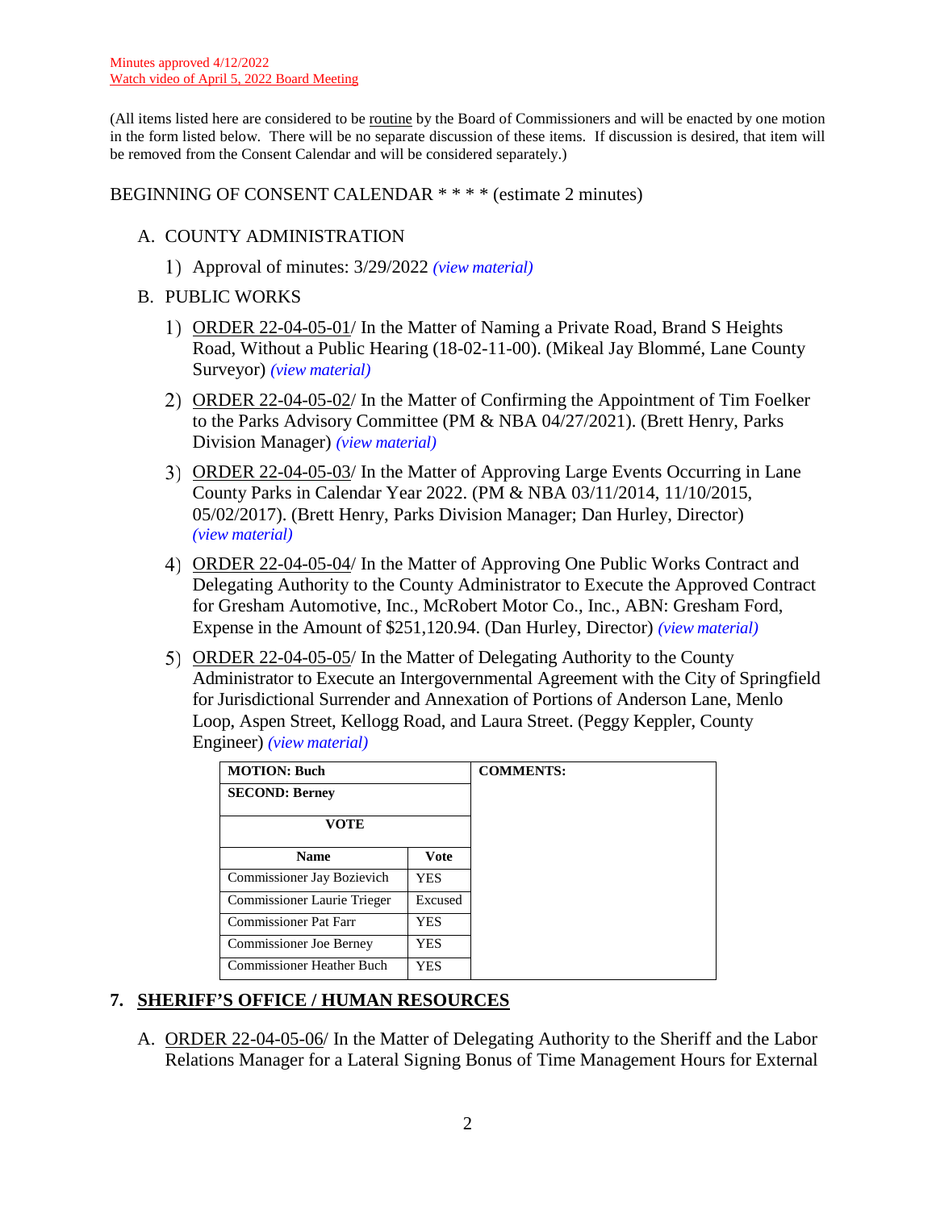Minutes approved 4/12/2022

Watch video of April 5, 2022 Board Meeting

(All items listed here are considered to be routine by the Board of Commissioners and will be enacted by one motion in the form listed below. There will be no separate discussion of these items. If discussion is desired, that item will be removed from the Consent Calendar and will be considered separately.)

BEGINNING OF CONSENT CALENDAR * * * * (estimate 2 minutes)

A. COUNTY ADMINISTRATION

1) Approval of minutes: 3/29/2022 *(view material)*

B. PUBLIC WORKS

1) ORDER 22-04-05-01/ In the Matter of Naming a Private Road, Brand S Heights Road, Without a Public Hearing (18-02-11-00). (Mikeal Jay Blommé, Lane County Surveyor) *(view material)*

2) ORDER 22-04-05-02/ In the Matter of Confirming the Appointment of Tim Foelker to the Parks Advisory Committee (PM & NBA 04/27/2021). (Brett Henry, Parks Division Manager) *(view material)*

3) ORDER 22-04-05-03/ In the Matter of Approving Large Events Occurring in Lane County Parks in Calendar Year 2022. (PM & NBA 03/11/2014, 11/10/2015, 05/02/2017). (Brett Henry, Parks Division Manager; Dan Hurley, Director) *(view material)*

4) ORDER 22-04-05-04/ In the Matter of Approving One Public Works Contract and Delegating Authority to the County Administrator to Execute the Approved Contract for Gresham Automotive, Inc., McRobert Motor Co., Inc., ABN: Gresham Ford, Expense in the Amount of $251,120.94. (Dan Hurley, Director) *(view material)*

5) ORDER 22-04-05-05/ In the Matter of Delegating Authority to the County Administrator to Execute an Intergovernmental Agreement with the City of Springfield for Jurisdictional Surrender and Annexation of Portions of Anderson Lane, Menlo Loop, Aspen Street, Kellogg Road, and Laura Street. (Peggy Keppler, County Engineer) *(view material)*

| **MOTION: Buch** | | **COMMENTS:** |
|---|---|---|
| **SECOND: Berney** | | |
| **VOTE** | | |
| **Name** | **Vote** | |
| Commissioner Jay Bozievich | YES | |
| Commissioner Laurie Trieger | Excused | |
| Commissioner Pat Farr | YES | |
| Commissioner Joe Berney | YES | |
| Commissioner Heather Buch | YES | |

## 7. SHERIFF'S OFFICE / HUMAN RESOURCES

A. ORDER 22-04-05-06/ In the Matter of Delegating Authority to the Sheriff and the Labor Relations Manager for a Lateral Signing Bonus of Time Management Hours for External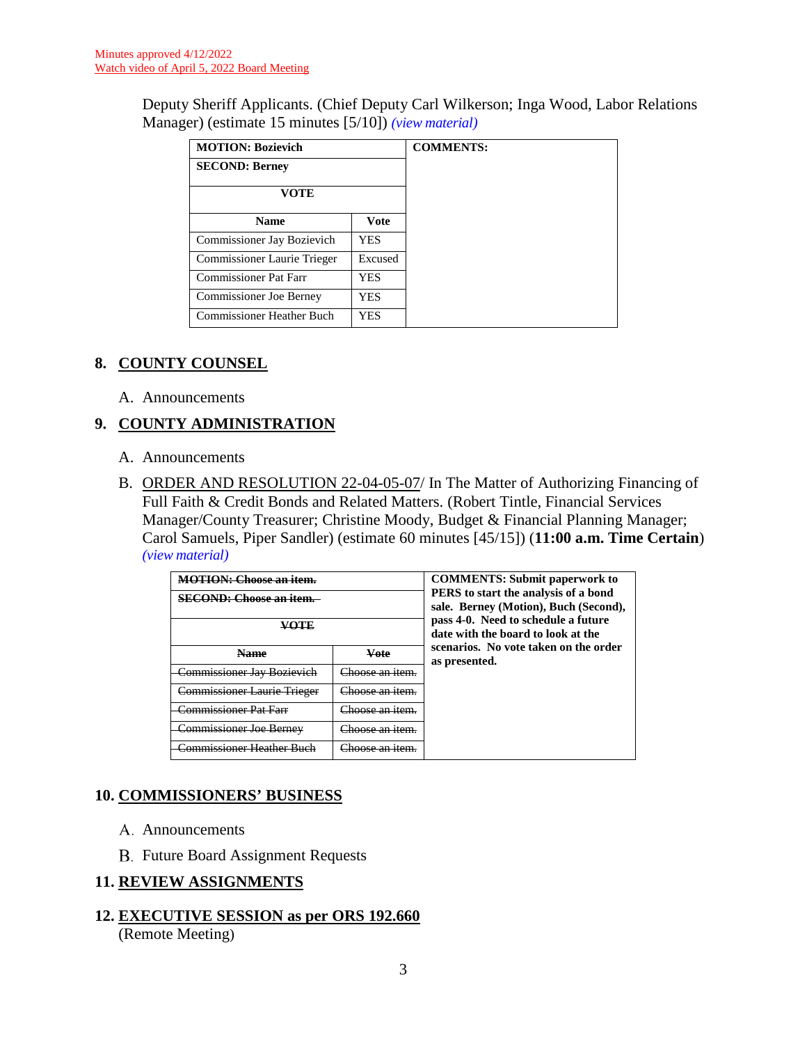Minutes approved 4/12/2022
Watch video of April 5, 2022 Board Meeting

Deputy Sheriff Applicants. (Chief Deputy Carl Wilkerson; Inga Wood, Labor Relations Manager) (estimate 15 minutes [5/10]) *(view material)*

| **MOTION: Bozievich** | | **COMMENTS:** |
|---|---|---|
| **SECOND: Berney** | | |
| **VOTE** | | |
| **Name** | **Vote** | |
| Commissioner Jay Bozievich | YES | |
| Commissioner Laurie Trieger | Excused | |
| Commissioner Pat Farr | YES | |
| Commissioner Joe Berney | YES | |
| Commissioner Heather Buch | YES | |

## 8. COUNTY COUNSEL

A. Announcements

## 9. COUNTY ADMINISTRATION

A. Announcements

B. ORDER AND RESOLUTION 22-04-05-07/ In The Matter of Authorizing Financing of Full Faith & Credit Bonds and Related Matters. (Robert Tintle, Financial Services Manager/County Treasurer; Christine Moody, Budget & Financial Planning Manager; Carol Samuels, Piper Sandler) (estimate 60 minutes [45/15]) (**11:00 a.m. Time Certain**) *(view material)*

| ~~**MOTION: Choose an item.**~~ | | **COMMENTS: Submit paperwork to PERS to start the analysis of a bond sale. Berney (Motion), Buch (Second), pass 4-0. Need to schedule a future date with the board to look at the scenarios. No vote taken on the order as presented.** |
|---|---|---|
| ~~**SECOND: Choose an item.**~~ | | |
| ~~**VOTE**~~ | | |
| ~~**Name**~~ | ~~**Vote**~~ | |
| ~~Commissioner Jay Bozievich~~ | ~~Choose an item.~~ | |
| ~~Commissioner Laurie Trieger~~ | ~~Choose an item.~~ | |
| ~~Commissioner Pat Farr~~ | ~~Choose an item.~~ | |
| ~~Commissioner Joe Berney~~ | ~~Choose an item.~~ | |
| ~~Commissioner Heather Buch~~ | ~~Choose an item.~~ | |

## 10. COMMISSIONERS' BUSINESS

A. Announcements

B. Future Board Assignment Requests

## 11. REVIEW ASSIGNMENTS

## 12. EXECUTIVE SESSION as per ORS 192.660

(Remote Meeting)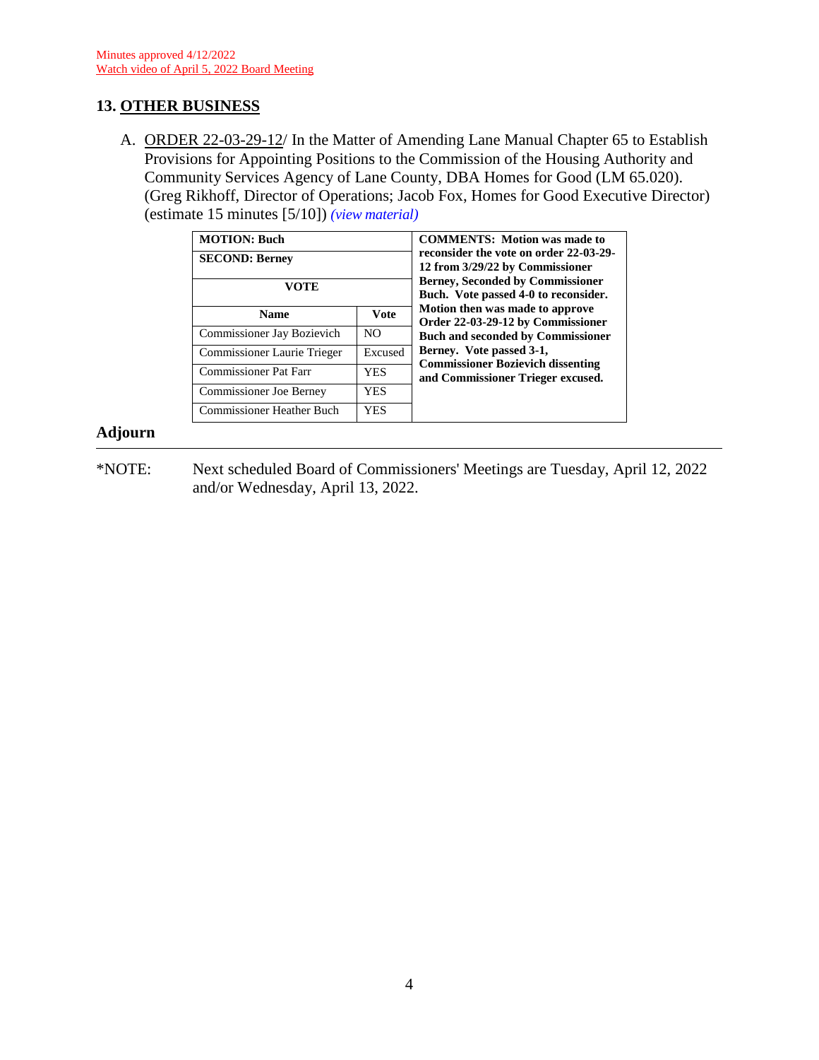Minutes approved 4/12/2022
Watch video of April 5, 2022 Board Meeting

## 13. OTHER BUSINESS

A. ORDER 22-03-29-12/ In the Matter of Amending Lane Manual Chapter 65 to Establish Provisions for Appointing Positions to the Commission of the Housing Authority and Community Services Agency of Lane County, DBA Homes for Good (LM 65.020). (Greg Rikhoff, Director of Operations; Jacob Fox, Homes for Good Executive Director) (estimate 15 minutes [5/10]) *(view material)*

| MOTION: Buch | | COMMENTS: Motion was made to reconsider the vote on order 22-03-29-12 from 3/29/22 by Commissioner Berney, Seconded by Commissioner Buch. Vote passed 4-0 to reconsider. Motion then was made to approve Order 22-03-29-12 by Commissioner Buch and seconded by Commissioner Berney. Vote passed 3-1, Commissioner Bozievich dissenting and Commissioner Trieger excused. |
|---|---|---|
| **SECOND: Berney** | | |
| **VOTE** | | |
| **Name** | **Vote** | |
| Commissioner Jay Bozievich | NO | |
| Commissioner Laurie Trieger | Excused | |
| Commissioner Pat Farr | YES | |
| Commissioner Joe Berney | YES | |
| Commissioner Heather Buch | YES | |

## Adjourn

*NOTE: Next scheduled Board of Commissioners' Meetings are Tuesday, April 12, 2022 and/or Wednesday, April 13, 2022.